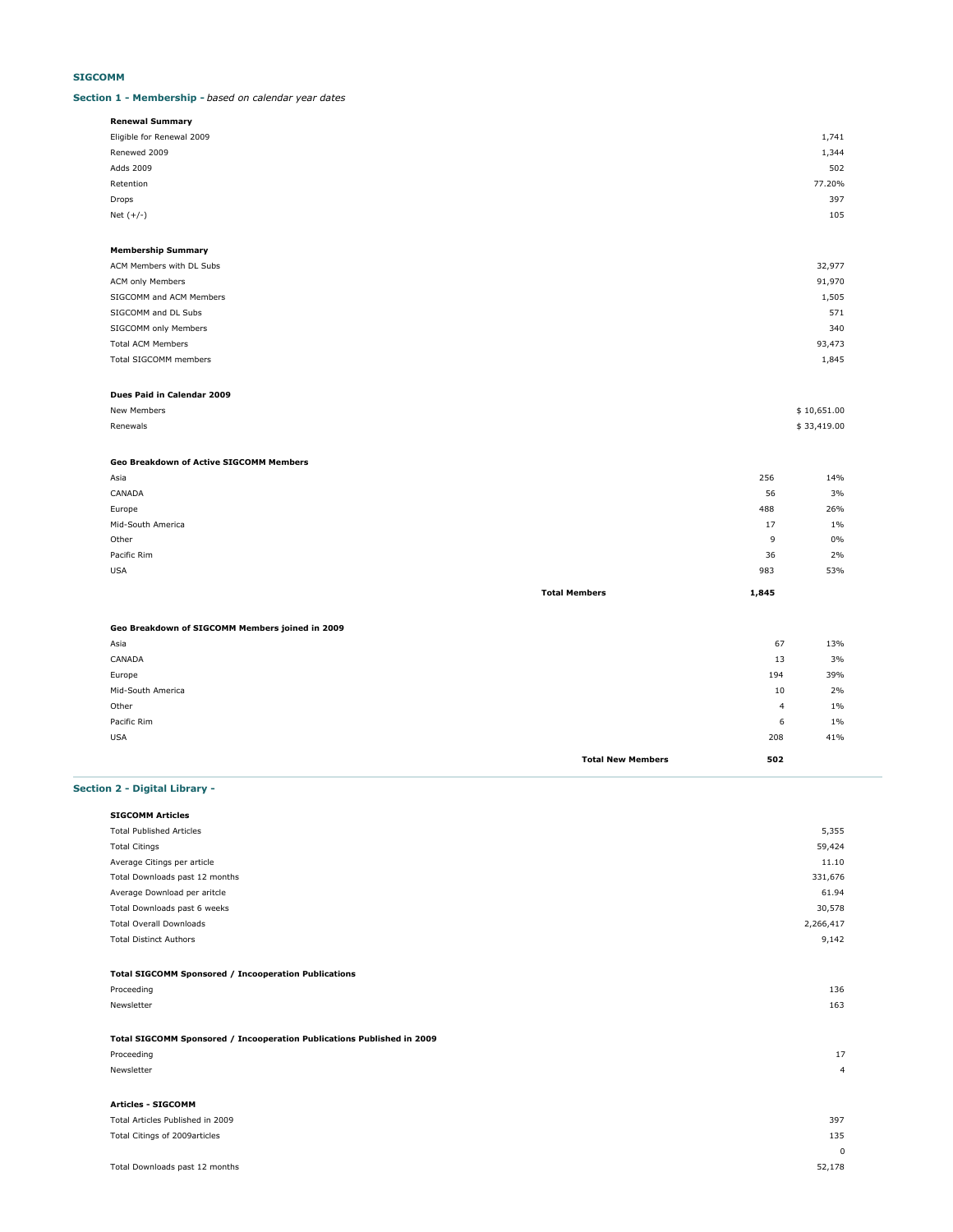**SIGCOMM**

## Section 1 - Membership - *based on calendar year dates*

**Renewal Summary**

| | |
|---|---|
| Eligible for Renewal 2009 | 1,741 |
| Renewed 2009 | 1,344 |
| Adds 2009 | 502 |
| Retention | 77.20% |
| Drops | 397 |
| Net (+/-) | 105 |

**Membership Summary**

| | |
|---|---|
| ACM Members with DL Subs | 32,977 |
| ACM only Members | 91,970 |
| SIGCOMM and ACM Members | 1,505 |
| SIGCOMM and DL Subs | 571 |
| SIGCOMM only Members | 340 |
| Total ACM Members | 93,473 |
| Total SIGCOMM members | 1,845 |

**Dues Paid in Calendar 2009**

| | |
|---|---|
| New Members | $ 10,651.00 |
| Renewals | $ 33,419.00 |

**Geo Breakdown of Active SIGCOMM Members**

| | | | |
|---|---|---|---|
| Asia | | 256 | 14% |
| CANADA | | 56 | 3% |
| Europe | | 488 | 26% |
| Mid-South America | | 17 | 1% |
| Other | | 9 | 0% |
| Pacific Rim | | 36 | 2% |
| USA | | 983 | 53% |
| | **Total Members** | **1,845** | |

**Geo Breakdown of SIGCOMM Members joined in 2009**

| | | | |
|---|---|---|---|
| Asia | | 67 | 13% |
| CANADA | | 13 | 3% |
| Europe | | 194 | 39% |
| Mid-South America | | 10 | 2% |
| Other | | 4 | 1% |
| Pacific Rim | | 6 | 1% |
| USA | | 208 | 41% |
| | **Total New Members** | **502** | |

## Section 2 - Digital Library -

**SIGCOMM Articles**

| | |
|---|---|
| Total Published Articles | 5,355 |
| Total Citings | 59,424 |
| Average Citings per article | 11.10 |
| Total Downloads past 12 months | 331,676 |
| Average Download per aritcle | 61.94 |
| Total Downloads past 6 weeks | 30,578 |
| Total Overall Downloads | 2,266,417 |
| Total Distinct Authors | 9,142 |

**Total SIGCOMM Sponsored / Incooperation Publications**

| | |
|---|---|
| Proceeding | 136 |
| Newsletter | 163 |

**Total SIGCOMM Sponsored / Incooperation Publications Published in 2009**

| | |
|---|---|
| Proceeding | 17 |
| Newsletter | 4 |

**Articles - SIGCOMM**

| | |
|---|---|
| Total Articles Published in 2009 | 397 |
| Total Citings of 2009articles | 135 |
| | 0 |
| Total Downloads past 12 months | 52,178 |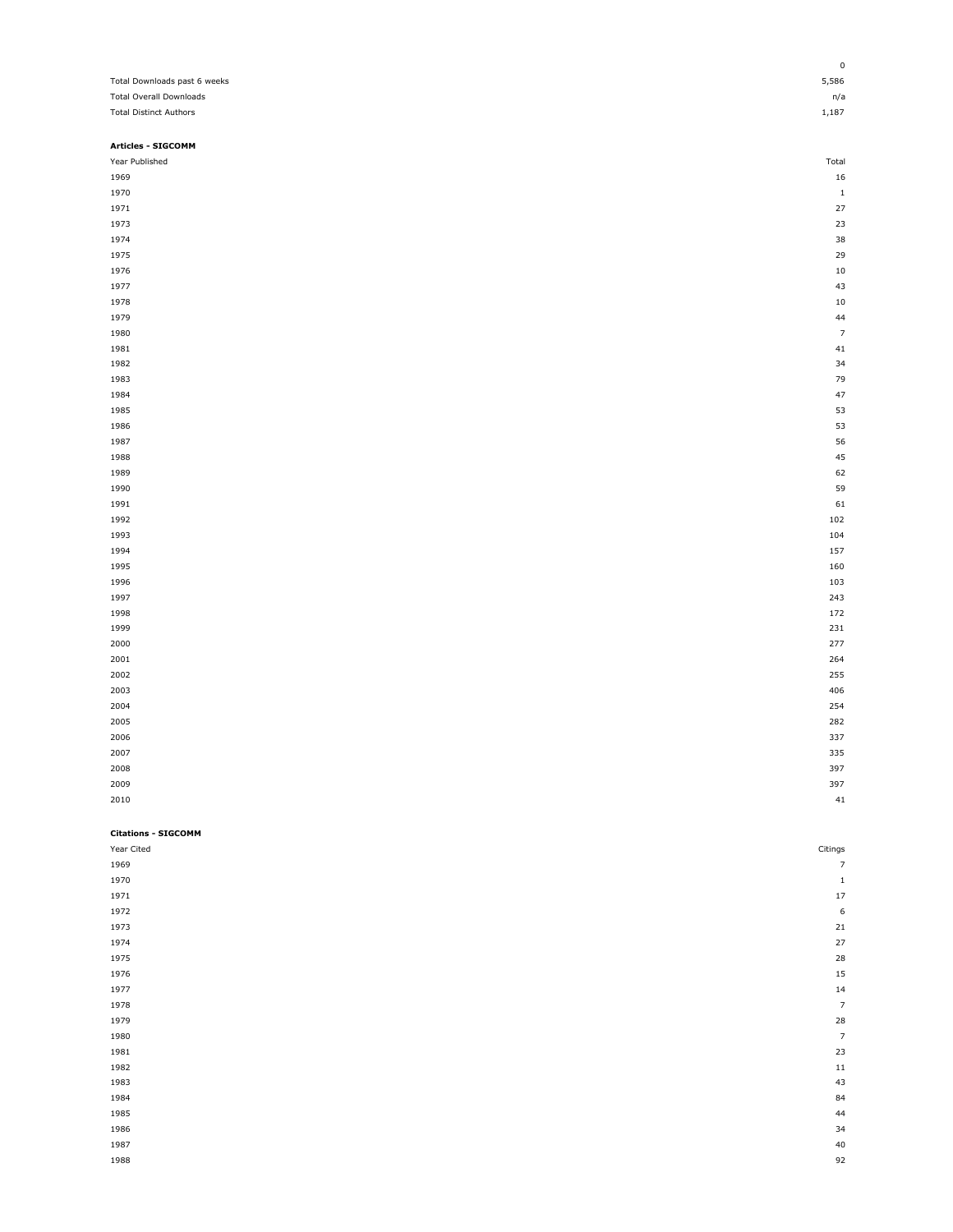| | |
|---|---|
| | 0 |
| Total Downloads past 6 weeks | 5,586 |
| Total Overall Downloads | n/a |
| Total Distinct Authors | 1,187 |

**Articles - SIGCOMM**

| Year Published | Total |
|---|---|
| 1969 | 16 |
| 1970 | 1 |
| 1971 | 27 |
| 1973 | 23 |
| 1974 | 38 |
| 1975 | 29 |
| 1976 | 10 |
| 1977 | 43 |
| 1978 | 10 |
| 1979 | 44 |
| 1980 | 7 |
| 1981 | 41 |
| 1982 | 34 |
| 1983 | 79 |
| 1984 | 47 |
| 1985 | 53 |
| 1986 | 53 |
| 1987 | 56 |
| 1988 | 45 |
| 1989 | 62 |
| 1990 | 59 |
| 1991 | 61 |
| 1992 | 102 |
| 1993 | 104 |
| 1994 | 157 |
| 1995 | 160 |
| 1996 | 103 |
| 1997 | 243 |
| 1998 | 172 |
| 1999 | 231 |
| 2000 | 277 |
| 2001 | 264 |
| 2002 | 255 |
| 2003 | 406 |
| 2004 | 254 |
| 2005 | 282 |
| 2006 | 337 |
| 2007 | 335 |
| 2008 | 397 |
| 2009 | 397 |
| 2010 | 41 |

**Citations - SIGCOMM**

| Year Cited | Citings |
|---|---|
| 1969 | 7 |
| 1970 | 1 |
| 1971 | 17 |
| 1972 | 6 |
| 1973 | 21 |
| 1974 | 27 |
| 1975 | 28 |
| 1976 | 15 |
| 1977 | 14 |
| 1978 | 7 |
| 1979 | 28 |
| 1980 | 7 |
| 1981 | 23 |
| 1982 | 11 |
| 1983 | 43 |
| 1984 | 84 |
| 1985 | 44 |
| 1986 | 34 |
| 1987 | 40 |
| 1988 | 92 |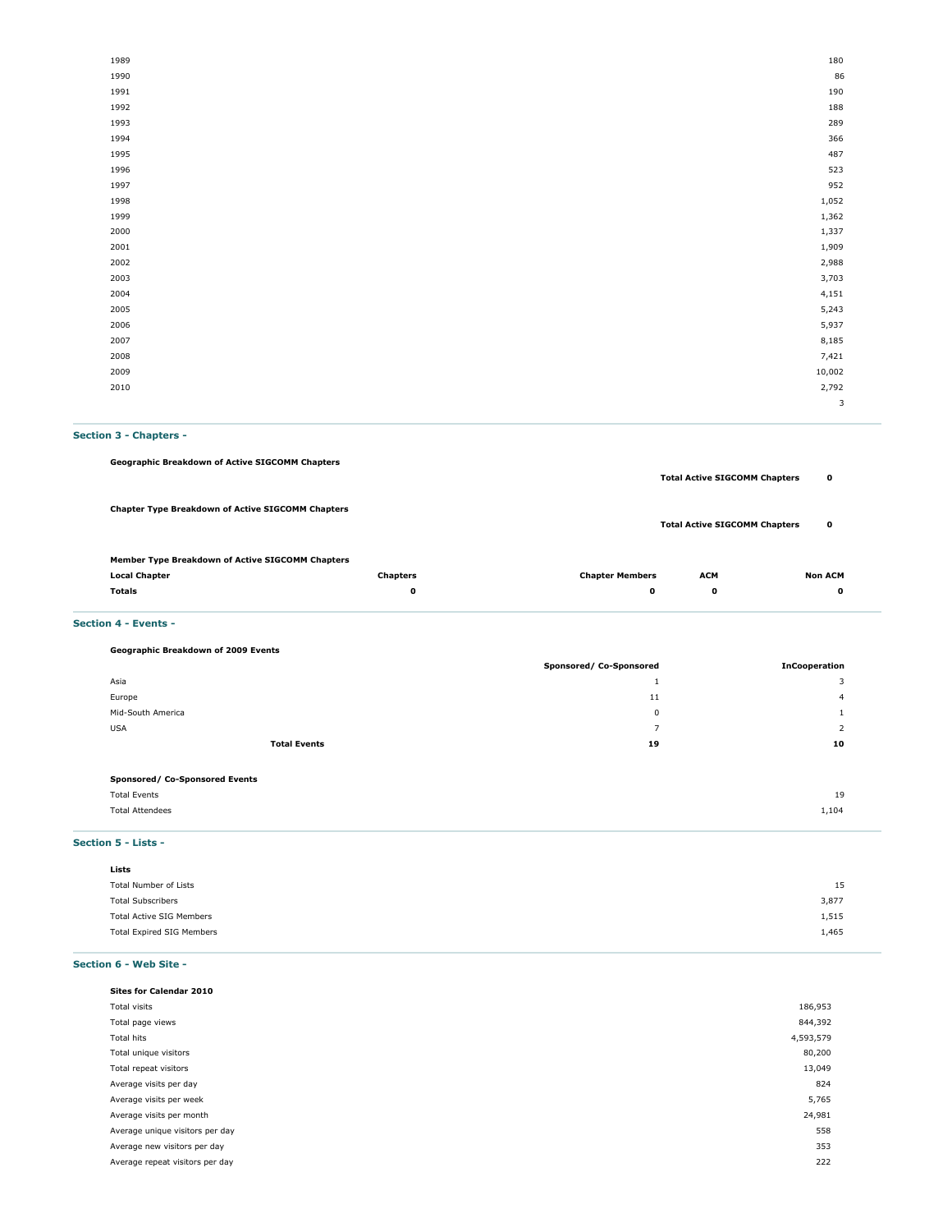| | |
|---|---|
| 1989 | 180 |
| 1990 | 86 |
| 1991 | 190 |
| 1992 | 188 |
| 1993 | 289 |
| 1994 | 366 |
| 1995 | 487 |
| 1996 | 523 |
| 1997 | 952 |
| 1998 | 1,052 |
| 1999 | 1,362 |
| 2000 | 1,337 |
| 2001 | 1,909 |
| 2002 | 2,988 |
| 2003 | 3,703 |
| 2004 | 4,151 |
| 2005 | 5,243 |
| 2006 | 5,937 |
| 2007 | 8,185 |
| 2008 | 7,421 |
| 2009 | 10,002 |
| 2010 | 2,792 |
| | 3 |

## Section 3 - Chapters -

**Geographic Breakdown of Active SIGCOMM Chapters**

**Total Active SIGCOMM Chapters** **0**

**Chapter Type Breakdown of Active SIGCOMM Chapters**

**Total Active SIGCOMM Chapters** **0**

**Member Type Breakdown of Active SIGCOMM Chapters**

| Local Chapter | Chapters | Chapter Members | ACM | Non ACM |
|---|---|---|---|---|
| **Totals** | **0** | **0** | **0** | **0** |

## Section 4 - Events -

**Geographic Breakdown of 2009 Events**

| | Sponsored/ Co-Sponsored | InCooperation |
|---|---|---|
| Asia | 1 | 3 |
| Europe | 11 | 4 |
| Mid-South America | 0 | 1 |
| USA | 7 | 2 |
| **Total Events** | **19** | **10** |

**Sponsored/ Co-Sponsored Events**

| | |
|---|---|
| Total Events | 19 |
| Total Attendees | 1,104 |

## Section 5 - Lists -

**Lists**

| | |
|---|---|
| Total Number of Lists | 15 |
| Total Subscribers | 3,877 |
| Total Active SIG Members | 1,515 |
| Total Expired SIG Members | 1,465 |

## Section 6 - Web Site -

**Sites for Calendar 2010**

| | |
|---|---|
| Total visits | 186,953 |
| Total page views | 844,392 |
| Total hits | 4,593,579 |
| Total unique visitors | 80,200 |
| Total repeat visitors | 13,049 |
| Average visits per day | 824 |
| Average visits per week | 5,765 |
| Average visits per month | 24,981 |
| Average unique visitors per day | 558 |
| Average new visitors per day | 353 |
| Average repeat visitors per day | 222 |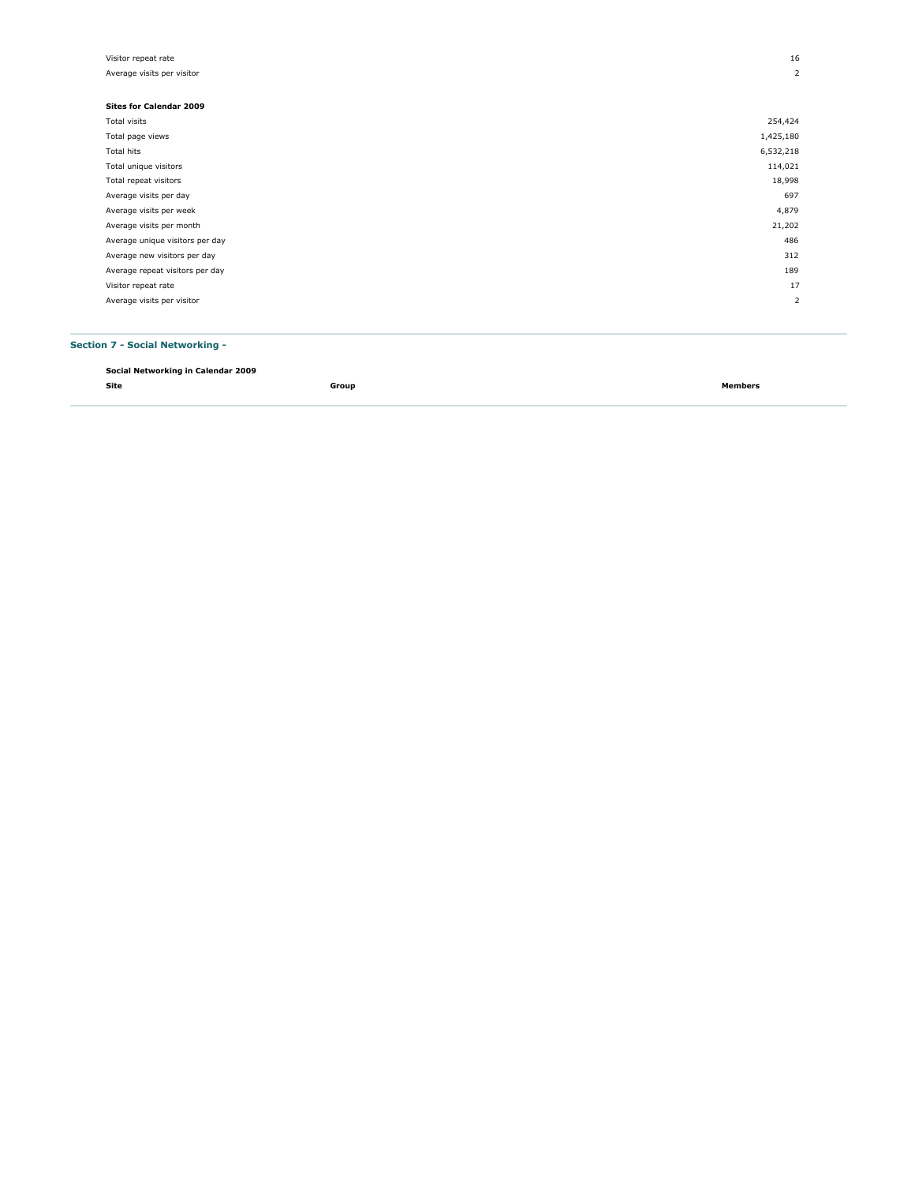| | |
|---|---|
| Visitor repeat rate | 16 |
| Average visits per visitor | 2 |

**Sites for Calendar 2009**

| | |
|---|---|
| Total visits | 254,424 |
| Total page views | 1,425,180 |
| Total hits | 6,532,218 |
| Total unique visitors | 114,021 |
| Total repeat visitors | 18,998 |
| Average visits per day | 697 |
| Average visits per week | 4,879 |
| Average visits per month | 21,202 |
| Average unique visitors per day | 486 |
| Average new visitors per day | 312 |
| Average repeat visitors per day | 189 |
| Visitor repeat rate | 17 |
| Average visits per visitor | 2 |

## Section 7 - Social Networking -

**Social Networking in Calendar 2009**

| Site | Group | Members |
|---|---|---|